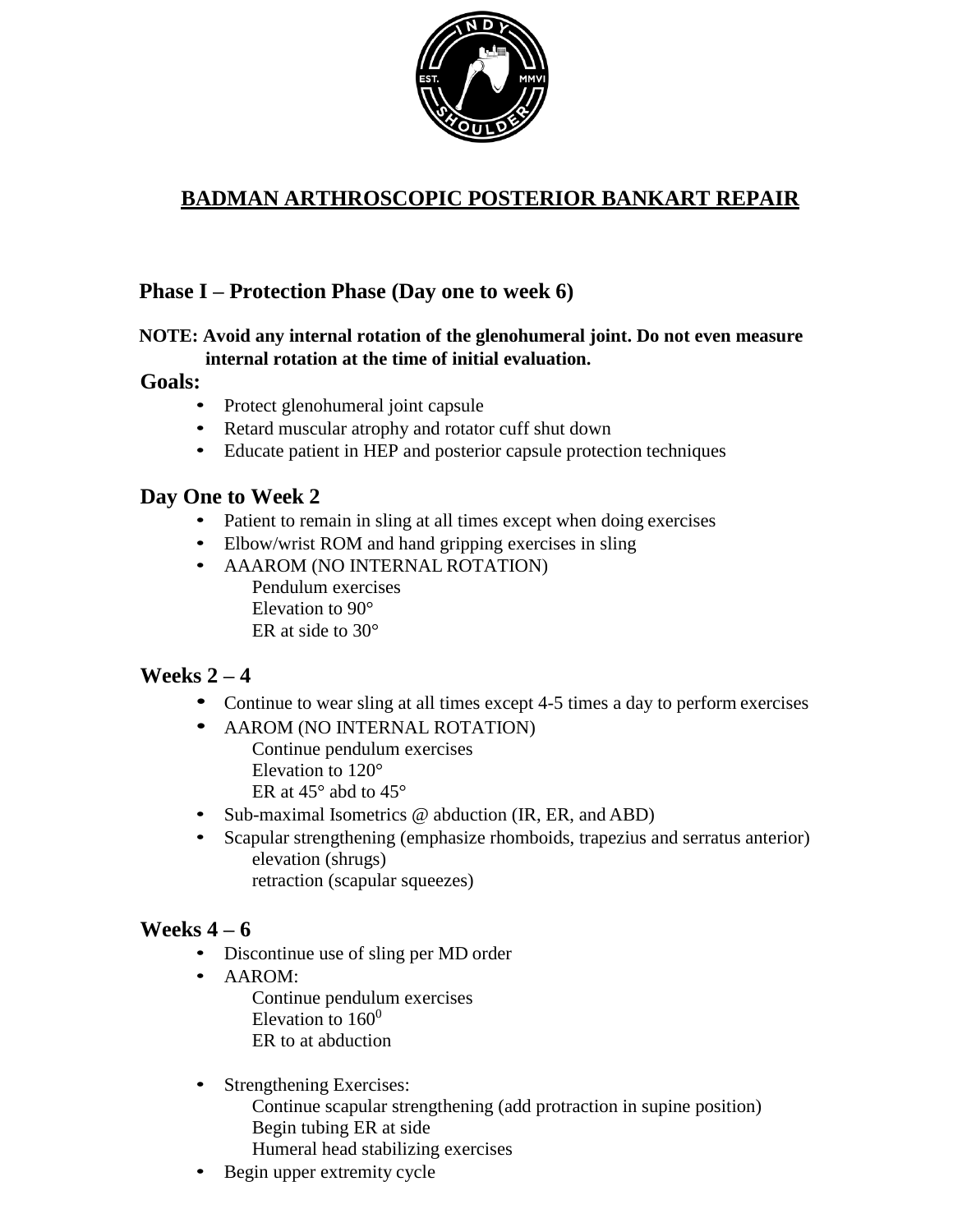# BADMAN ARTHROSCOPIC POSTERIOR BANKART REPAIR

## Phase I – Protection Phase (Day one to week 6)

**NOTE: Avoid any internal rotation of the glenohumeral joint. Do not even measure internal rotation at the time of initial evaluation.**

### Goals:

- Protect glenohumeral joint capsule
- Retard muscular atrophy and rotator cuff shut down
- Educate patient in HEP and posterior capsule protection techniques

### Day One to Week 2

- Patient to remain in sling at all times except when doing exercises
- Elbow/wrist ROM and hand gripping exercises in sling
- AAAROM (NO INTERNAL ROTATION)
  - Pendulum exercises
  - Elevation to 90°
  - ER at side to 30°

### Weeks 2 – 4

- Continue to wear sling at all times except 4-5 times a day to perform exercises
- AAROM (NO INTERNAL ROTATION)
  - Continue pendulum exercises
  - Elevation to 120°
  - ER at 45° abd to 45°
- Sub-maximal Isometrics @ abduction (IR, ER, and ABD)
- Scapular strengthening (emphasize rhomboids, trapezius and serratus anterior)
  - elevation (shrugs)
  - retraction (scapular squeezes)

### Weeks 4 – 6

- Discontinue use of sling per MD order
- AAROM:
  - Continue pendulum exercises
  - Elevation to $160^0$
  - ER to at abduction
- Strengthening Exercises:
  - Continue scapular strengthening (add protraction in supine position)
  - Begin tubing ER at side
  - Humeral head stabilizing exercises
- Begin upper extremity cycle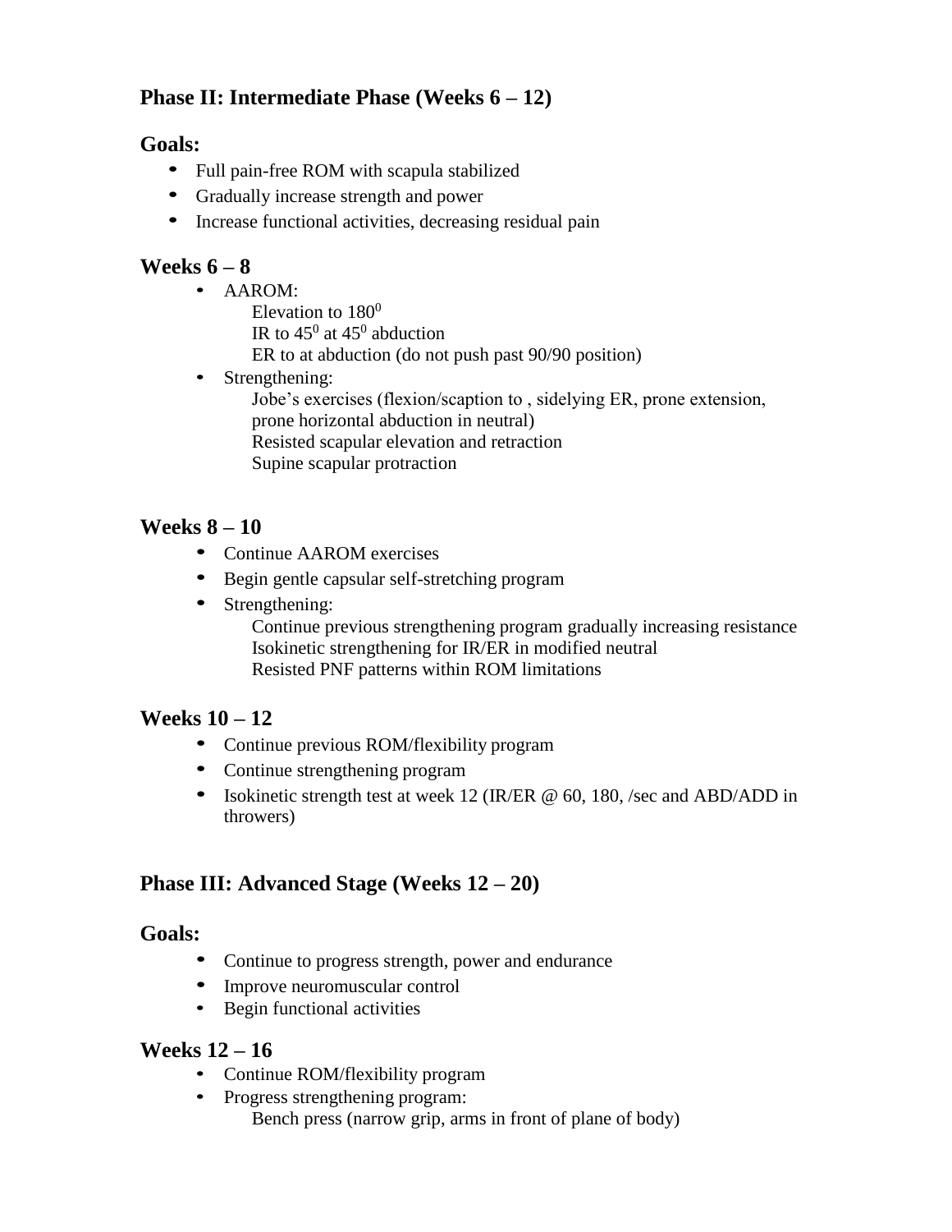## Phase II: Intermediate Phase (Weeks 6 – 12)

### Goals:

- Full pain-free ROM with scapula stabilized
- Gradually increase strength and power
- Increase functional activities, decreasing residual pain

### Weeks 6 – 8

- AAROM:
  - Elevation to $180^0$
  - IR to $45^0$ at $45^0$ abduction
  - ER to at abduction (do not push past 90/90 position)
- Strengthening:
  - Jobe's exercises (flexion/scaption to , sidelying ER, prone extension, prone horizontal abduction in neutral)
  - Resisted scapular elevation and retraction
  - Supine scapular protraction

### Weeks 8 – 10

- Continue AAROM exercises
- Begin gentle capsular self-stretching program
- Strengthening:
  - Continue previous strengthening program gradually increasing resistance
  - Isokinetic strengthening for IR/ER in modified neutral
  - Resisted PNF patterns within ROM limitations

### Weeks 10 – 12

- Continue previous ROM/flexibility program
- Continue strengthening program
- Isokinetic strength test at week 12 (IR/ER @ 60, 180, /sec and ABD/ADD in throwers)

## Phase III: Advanced Stage (Weeks 12 – 20)

### Goals:

- Continue to progress strength, power and endurance
- Improve neuromuscular control
- Begin functional activities

### Weeks 12 – 16

- Continue ROM/flexibility program
- Progress strengthening program:
  - Bench press (narrow grip, arms in front of plane of body)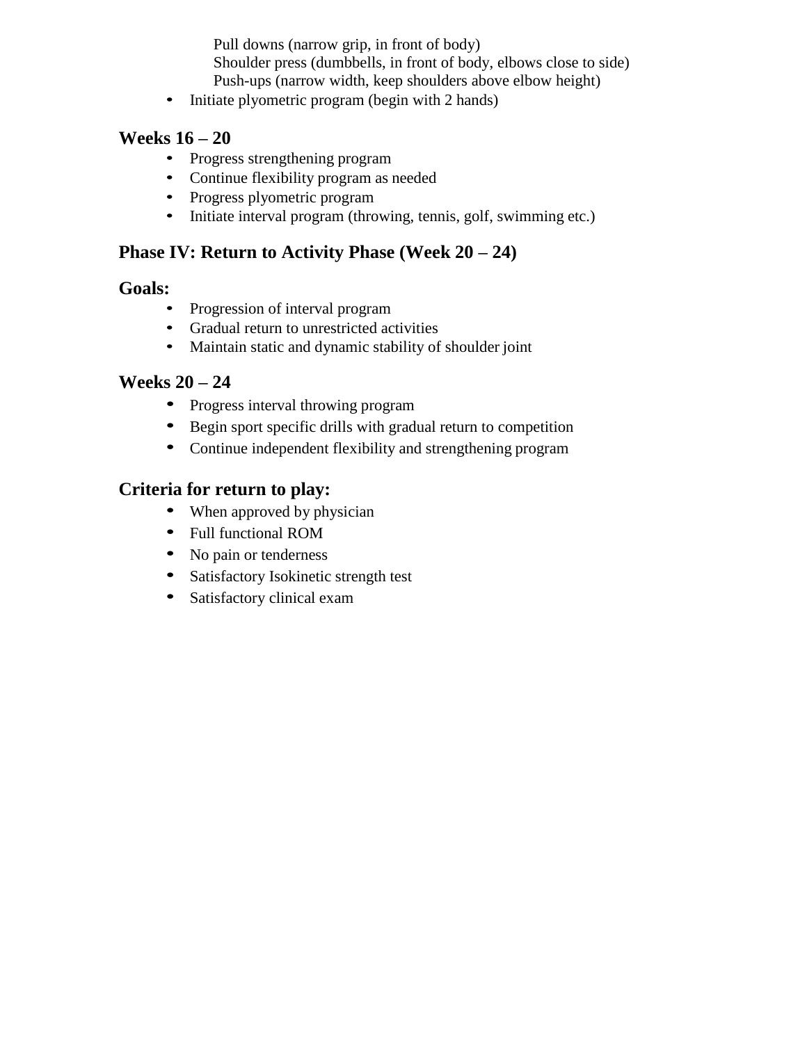Pull downs (narrow grip, in front of body)
Shoulder press (dumbbells, in front of body, elbows close to side)
Push-ups (narrow width, keep shoulders above elbow height)

- Initiate plyometric program (begin with 2 hands)

### Weeks 16 – 20

- Progress strengthening program
- Continue flexibility program as needed
- Progress plyometric program
- Initiate interval program (throwing, tennis, golf, swimming etc.)

## Phase IV: Return to Activity Phase (Week 20 – 24)

### Goals:

- Progression of interval program
- Gradual return to unrestricted activities
- Maintain static and dynamic stability of shoulder joint

### Weeks 20 – 24

- Progress interval throwing program
- Begin sport specific drills with gradual return to competition
- Continue independent flexibility and strengthening program

## Criteria for return to play:

- When approved by physician
- Full functional ROM
- No pain or tenderness
- Satisfactory Isokinetic strength test
- Satisfactory clinical exam